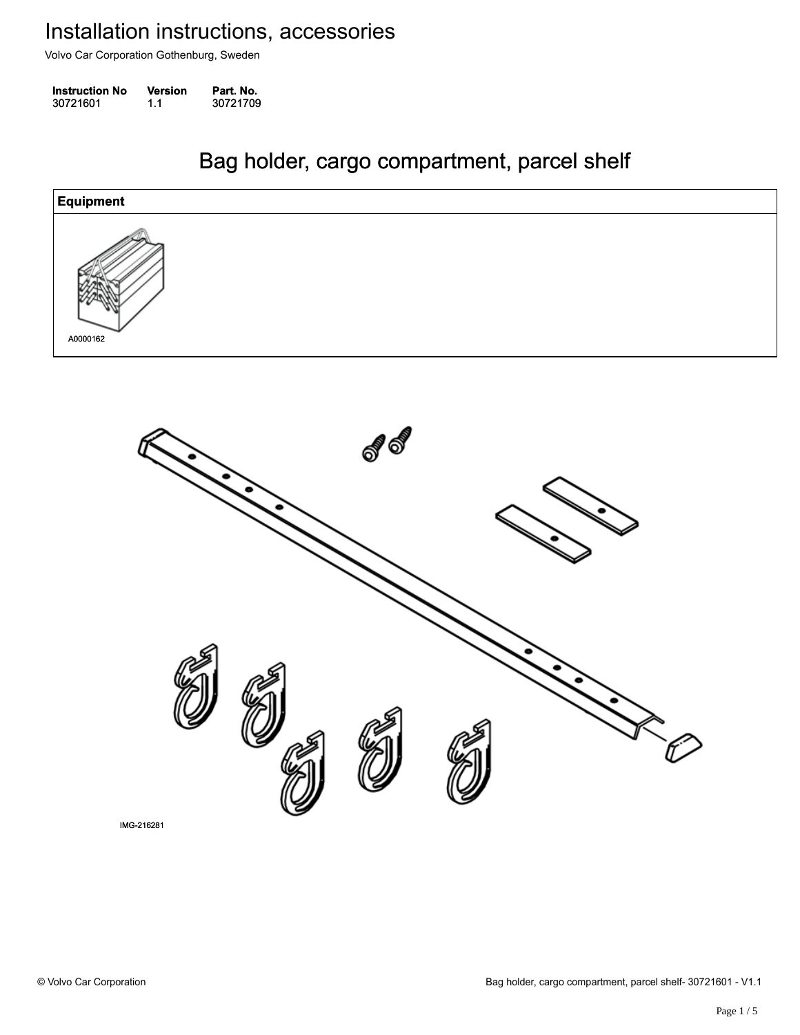# Installation instructions, accessories

Volvo Car Corporation Gothenburg, Sweden

| Instruction No | Version | Part. No. |
| --- | --- | --- |
| 30721601 | 1.1 | 30721709 |

## Bag holder, cargo compartment, parcel shelf

| Equipment |
| --- |
| A0000162 |

IMG-216281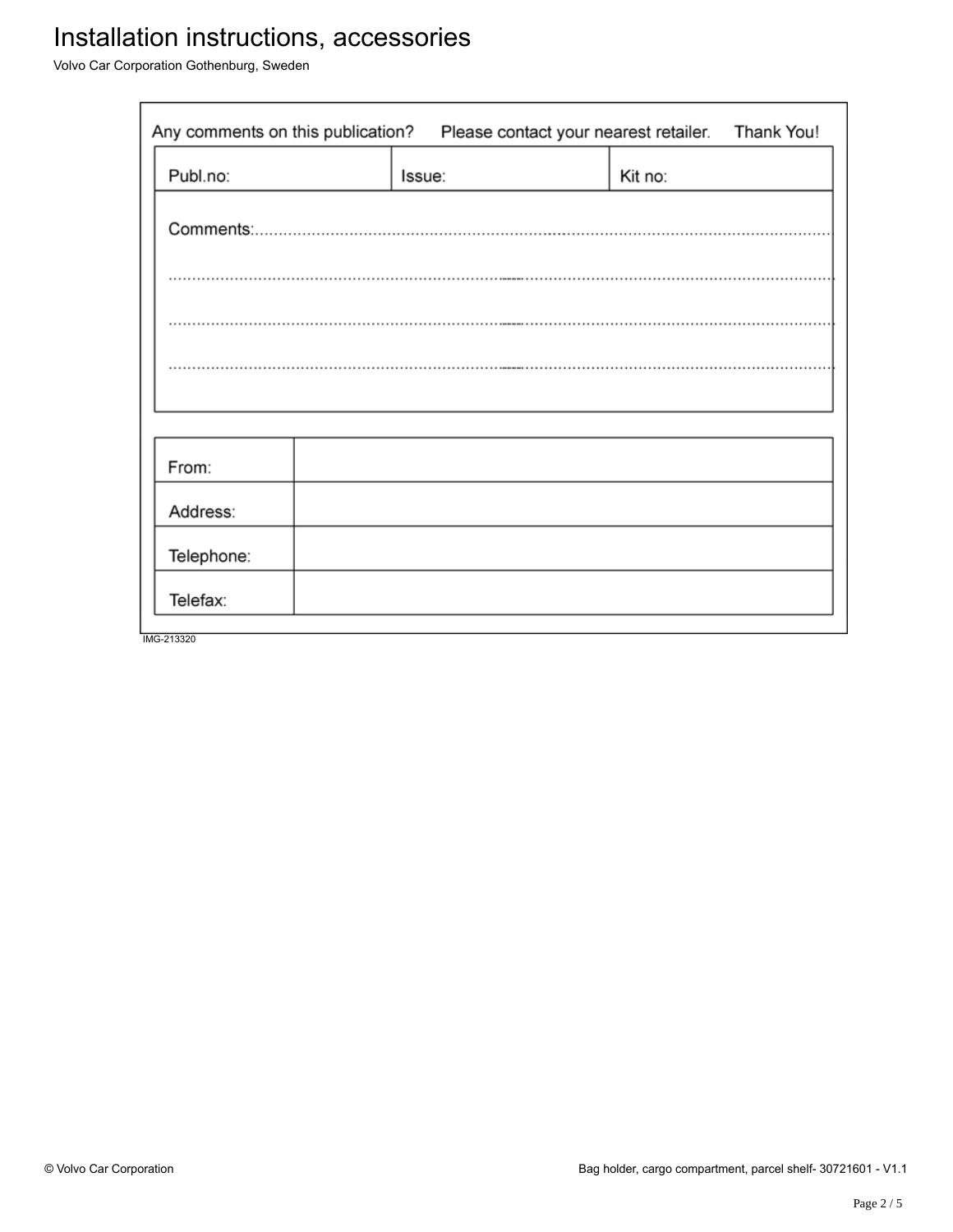# Installation instructions, accessories

Volvo Car Corporation Gothenburg, Sweden

Any comments on this publication? Please contact your nearest retailer. Thank You!

| Publ.no: | Issue: | Kit no: |
|---|---|---|

Comments:........................................................................................................................................

..........................................................................................................................................................

..........................................................................................................................................................

..........................................................................................................................................................

| | |
|---|---|
| From: | |
| Address: | |
| Telephone: | |
| Telefax: | |

IMG-213320

© Volvo Car Corporation

Bag holder, cargo compartment, parcel shelf- 30721601 - V1.1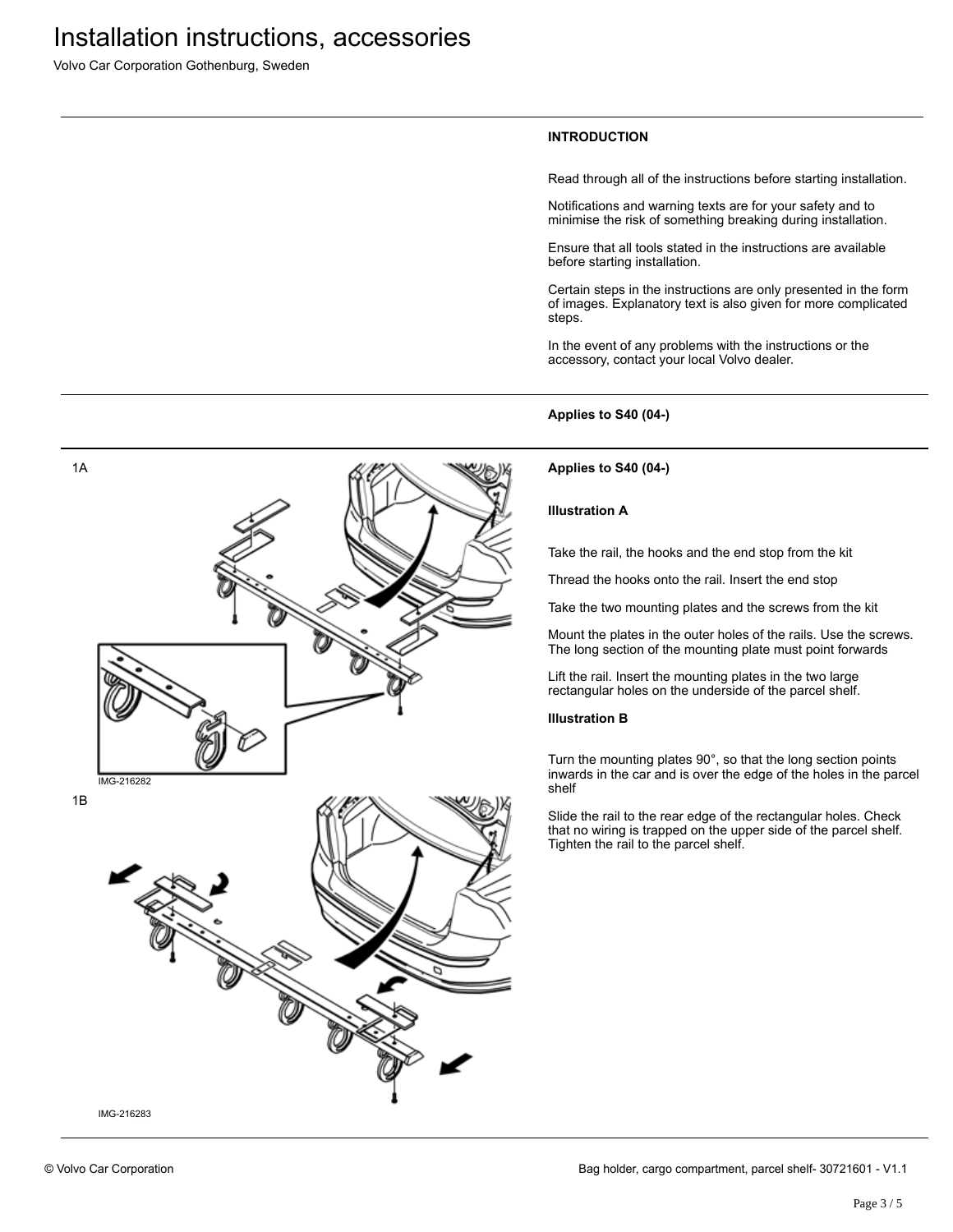# Installation instructions, accessories

Volvo Car Corporation Gothenburg, Sweden

**INTRODUCTION**

Read through all of the instructions before starting installation.

Notifications and warning texts are for your safety and to minimise the risk of something breaking during installation.

Ensure that all tools stated in the instructions are available before starting installation.

Certain steps in the instructions are only presented in the form of images. Explanatory text is also given for more complicated steps.

In the event of any problems with the instructions or the accessory, contact your local Volvo dealer.

**Applies to S40 (04-)**

1A

IMG-216282

1B

IMG-216283

**Applies to S40 (04-)**

**Illustration A**

Take the rail, the hooks and the end stop from the kit

Thread the hooks onto the rail. Insert the end stop

Take the two mounting plates and the screws from the kit

Mount the plates in the outer holes of the rails. Use the screws. The long section of the mounting plate must point forwards

Lift the rail. Insert the mounting plates in the two large rectangular holes on the underside of the parcel shelf.

**Illustration B**

Turn the mounting plates 90°, so that the long section points inwards in the car and is over the edge of the holes in the parcel shelf

Slide the rail to the rear edge of the rectangular holes. Check that no wiring is trapped on the upper side of the parcel shelf. Tighten the rail to the parcel shelf.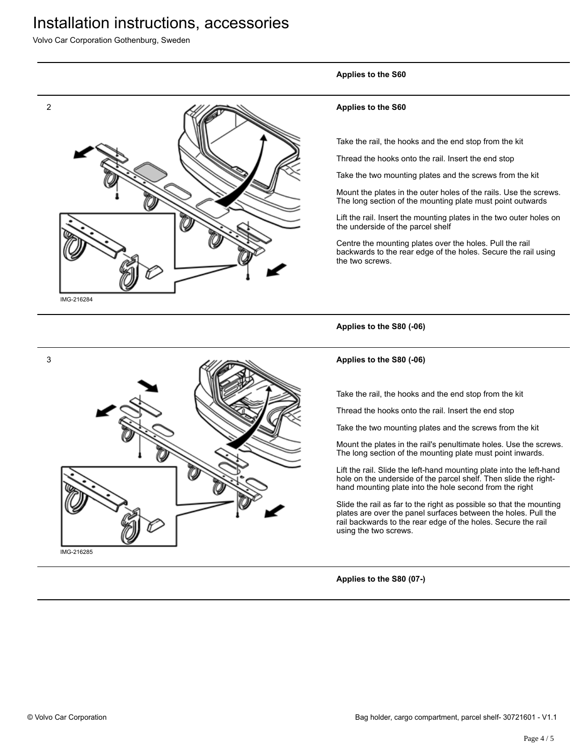**Applies to the S60**

2

IMG-216284

**Applies to the S60**

Take the rail, the hooks and the end stop from the kit

Thread the hooks onto the rail. Insert the end stop

Take the two mounting plates and the screws from the kit

Mount the plates in the outer holes of the rails. Use the screws. The long section of the mounting plate must point outwards

Lift the rail. Insert the mounting plates in the two outer holes on the underside of the parcel shelf

Centre the mounting plates over the holes. Pull the rail backwards to the rear edge of the holes. Secure the rail using the two screws.

**Applies to the S80 (-06)**

3

IMG-216285

**Applies to the S80 (-06)**

Take the rail, the hooks and the end stop from the kit

Thread the hooks onto the rail. Insert the end stop

Take the two mounting plates and the screws from the kit

Mount the plates in the rail's penultimate holes. Use the screws. The long section of the mounting plate must point inwards.

Lift the rail. Slide the left-hand mounting plate into the left-hand hole on the underside of the parcel shelf. Then slide the right-hand mounting plate into the hole second from the right

Slide the rail as far to the right as possible so that the mounting plates are over the panel surfaces between the holes. Pull the rail backwards to the rear edge of the holes. Secure the rail using the two screws.

**Applies to the S80 (07-)**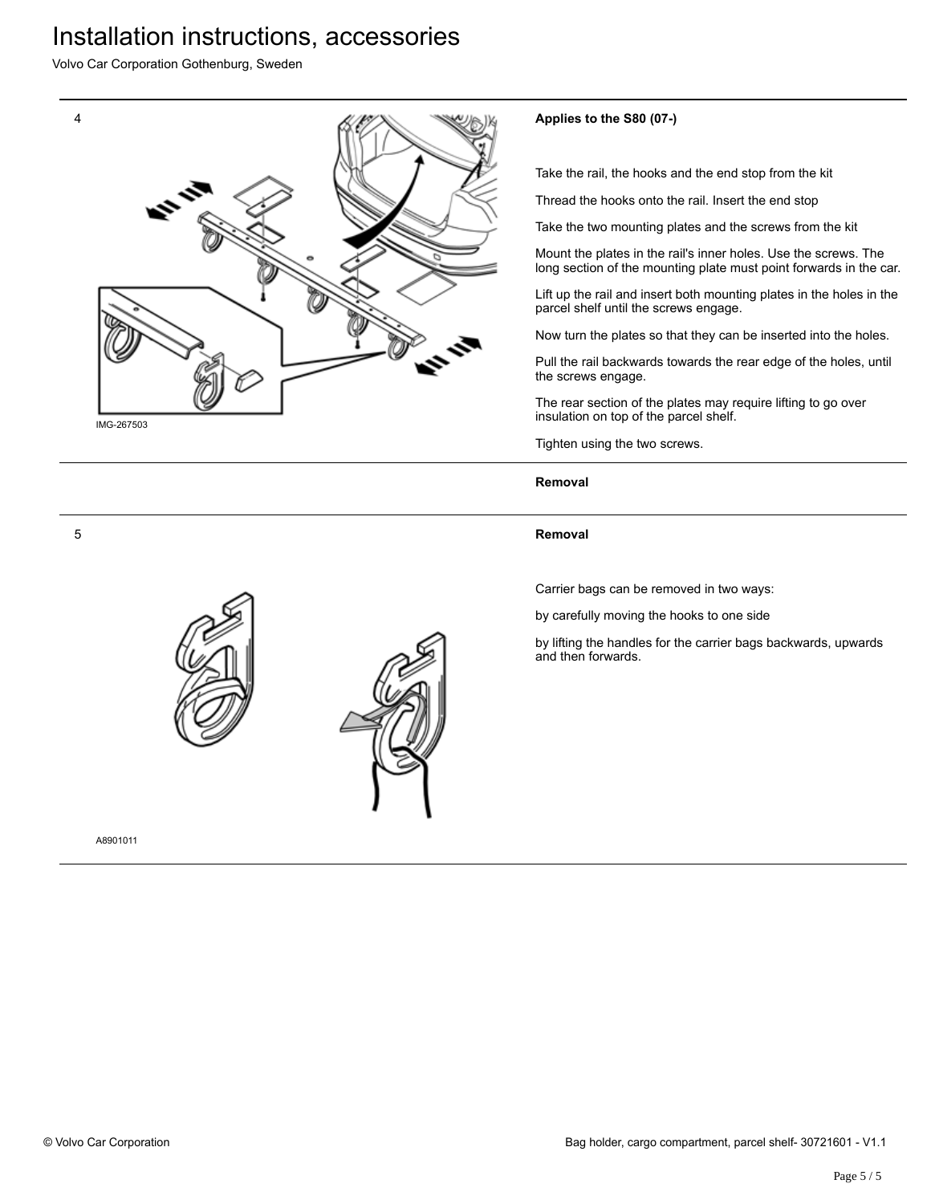4

IMG-267503

**Applies to the S80 (07-)**

Take the rail, the hooks and the end stop from the kit

Thread the hooks onto the rail. Insert the end stop

Take the two mounting plates and the screws from the kit

Mount the plates in the rail's inner holes. Use the screws. The long section of the mounting plate must point forwards in the car.

Lift up the rail and insert both mounting plates in the holes in the parcel shelf until the screws engage.

Now turn the plates so that they can be inserted into the holes.

Pull the rail backwards towards the rear edge of the holes, until the screws engage.

The rear section of the plates may require lifting to go over insulation on top of the parcel shelf.

Tighten using the two screws.

**Removal**

5

A8901011

**Removal**

Carrier bags can be removed in two ways:

by carefully moving the hooks to one side

by lifting the handles for the carrier bags backwards, upwards and then forwards.